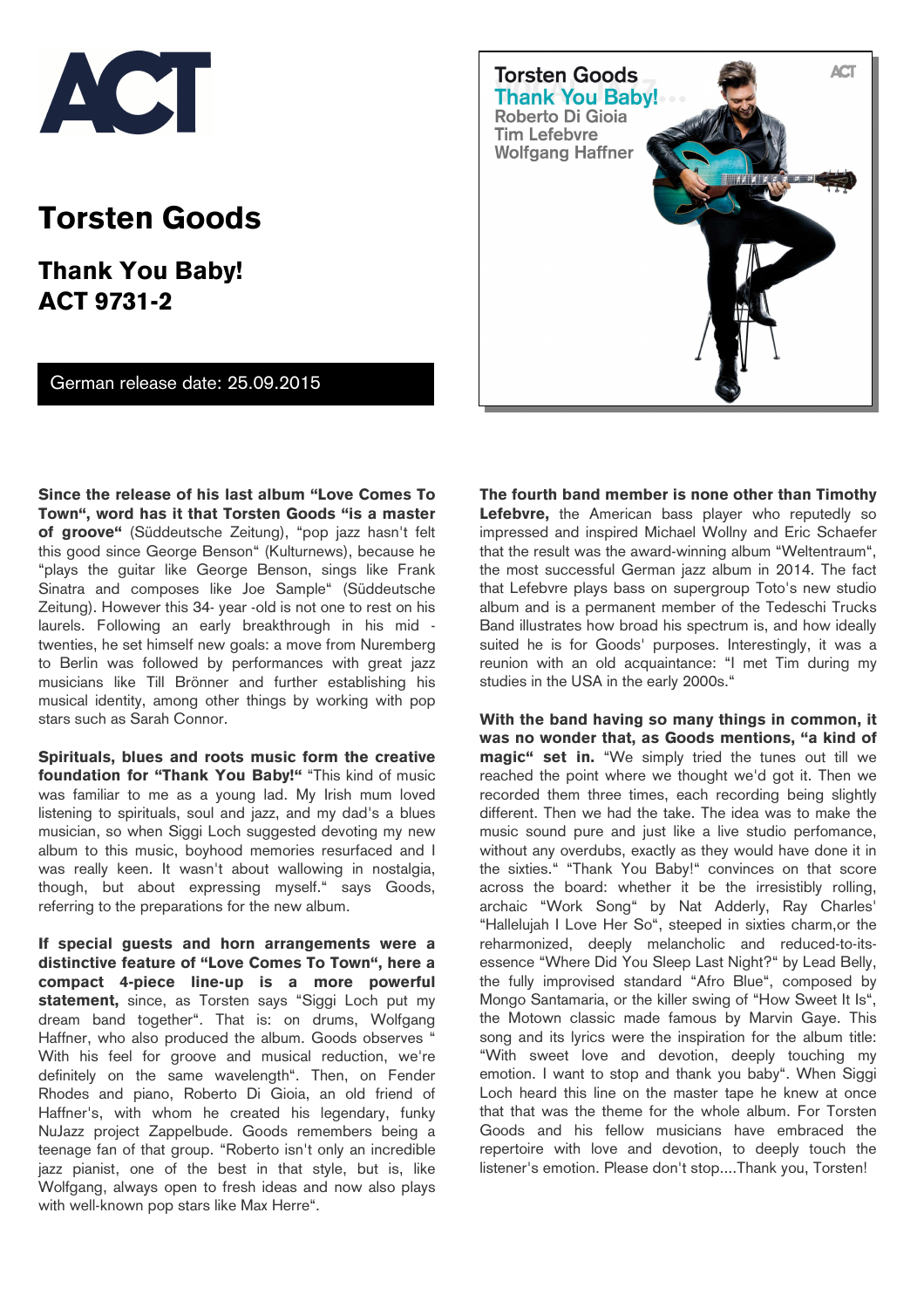ACT

# Torsten Goods

## Thank You Baby!
## ACT 9731-2

German release date: 25.09.2015

**Since the release of his last album "Love Comes To Town", word has it that Torsten Goods "is a master of groove"** (Süddeutsche Zeitung), "pop jazz hasn't felt this good since George Benson" (Kulturnews), because he "plays the guitar like George Benson, sings like Frank Sinatra and composes like Joe Sample" (Süddeutsche Zeitung). However this 34- year -old is not one to rest on his laurels. Following an early breakthrough in his mid - twenties, he set himself new goals: a move from Nuremberg to Berlin was followed by performances with great jazz musicians like Till Brönner and further establishing his musical identity, among other things by working with pop stars such as Sarah Connor.

**Spirituals, blues and roots music form the creative foundation for "Thank You Baby!"** "This kind of music was familiar to me as a young lad. My Irish mum loved listening to spirituals, soul and jazz, and my dad's a blues musician, so when Siggi Loch suggested devoting my new album to this music, boyhood memories resurfaced and I was really keen. It wasn't about wallowing in nostalgia, though, but about expressing myself." says Goods, referring to the preparations for the new album.

**If special guests and horn arrangements were a distinctive feature of "Love Comes To Town", here a compact 4-piece line-up is a more powerful statement,** since, as Torsten says "Siggi Loch put my dream band together". That is: on drums, Wolfgang Haffner, who also produced the album. Goods observes " With his feel for groove and musical reduction, we're definitely on the same wavelength". Then, on Fender Rhodes and piano, Roberto Di Gioia, an old friend of Haffner's, with whom he created his legendary, funky NuJazz project Zappelbude. Goods remembers being a teenage fan of that group. "Roberto isn't only an incredible jazz pianist, one of the best in that style, but is, like Wolfgang, always open to fresh ideas and now also plays with well-known pop stars like Max Herre".

**The fourth band member is none other than Timothy Lefebvre,** the American bass player who reputedly so impressed and inspired Michael Wollny and Eric Schaefer that the result was the award-winning album "Weltentraum", the most successful German jazz album in 2014. The fact that Lefebvre plays bass on supergroup Toto's new studio album and is a permanent member of the Tedeschi Trucks Band illustrates how broad his spectrum is, and how ideally suited he is for Goods' purposes. Interestingly, it was a reunion with an old acquaintance: "I met Tim during my studies in the USA in the early 2000s."

**With the band having so many things in common, it was no wonder that, as Goods mentions, "a kind of magic" set in.** "We simply tried the tunes out till we reached the point where we thought we'd got it. Then we recorded them three times, each recording being slightly different. Then we had the take. The idea was to make the music sound pure and just like a live studio perfomance, without any overdubs, exactly as they would have done it in the sixties." "Thank You Baby!" convinces on that score across the board: whether it be the irresistibly rolling, archaic "Work Song" by Nat Adderly, Ray Charles' "Hallelujah I Love Her So", steeped in sixties charm,or the reharmonized, deeply melancholic and reduced-to-its-essence "Where Did You Sleep Last Night?" by Lead Belly, the fully improvised standard "Afro Blue", composed by Mongo Santamaria, or the killer swing of "How Sweet It Is", the Motown classic made famous by Marvin Gaye. This song and its lyrics were the inspiration for the album title: "With sweet love and devotion, deeply touching my emotion. I want to stop and thank you baby". When Siggi Loch heard this line on the master tape he knew at once that that was the theme for the whole album. For Torsten Goods and his fellow musicians have embraced the repertoire with love and devotion, to deeply touch the listener's emotion. Please don't stop....Thank you, Torsten!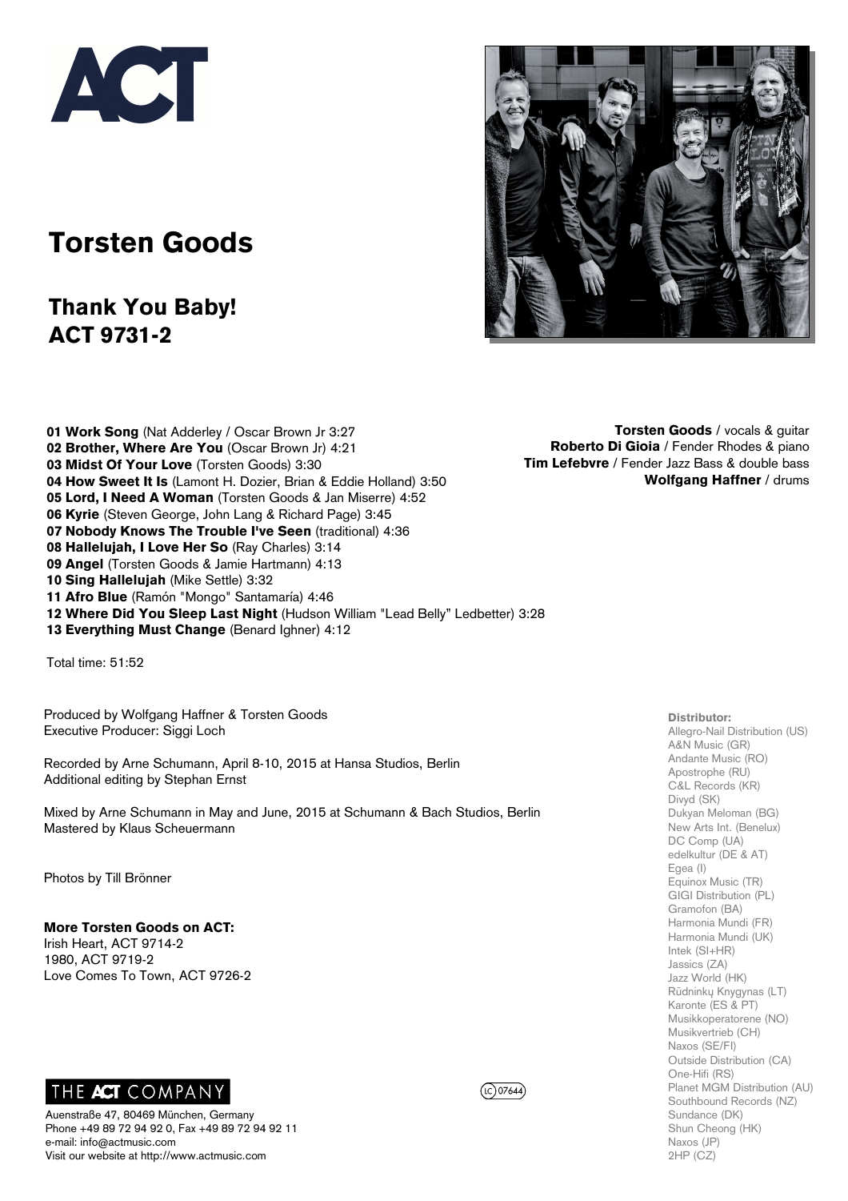ACT

# Torsten Goods

## Thank You Baby!
## ACT 9731-2

**01 Work Song** (Nat Adderley / Oscar Brown Jr 3:27
**02 Brother, Where Are You** (Oscar Brown Jr) 4:21
**03 Midst Of Your Love** (Torsten Goods) 3:30
**04 How Sweet It Is** (Lamont H. Dozier, Brian & Eddie Holland) 3:50
**05 Lord, I Need A Woman** (Torsten Goods & Jan Miserre) 4:52
**06 Kyrie** (Steven George, John Lang & Richard Page) 3:45
**07 Nobody Knows The Trouble I've Seen** (traditional) 4:36
**08 Hallelujah, I Love Her So** (Ray Charles) 3:14
**09 Angel** (Torsten Goods & Jamie Hartmann) 4:13
**10 Sing Hallelujah** (Mike Settle) 3:32
**11 Afro Blue** (Ramón "Mongo" Santamaría) 4:46
**12 Where Did You Sleep Last Night** (Hudson William "Lead Belly" Ledbetter) 3:28
**13 Everything Must Change** (Benard Ighner) 4:12

Total time: 51:52

**Torsten Goods** / vocals & guitar
**Roberto Di Gioia** / Fender Rhodes & piano
**Tim Lefebvre** / Fender Jazz Bass & double bass
**Wolfgang Haffner** / drums

Produced by Wolfgang Haffner & Torsten Goods
Executive Producer: Siggi Loch

Recorded by Arne Schumann, April 8-10, 2015 at Hansa Studios, Berlin
Additional editing by Stephan Ernst

Mixed by Arne Schumann in May and June, 2015 at Schumann & Bach Studios, Berlin
Mastered by Klaus Scheuermann

Photos by Till Brönner

**More Torsten Goods on ACT:**
Irish Heart, ACT 9714-2
1980, ACT 9719-2
Love Comes To Town, ACT 9726-2

**Distributor:**
Allegro-Nail Distribution (US)
A&N Music (GR)
Andante Music (RO)
Apostrophe (RU)
C&L Records (KR)
Divyd (SK)
Dukyan Meloman (BG)
New Arts Int. (Benelux)
DC Comp (UA)
edelkultur (DE & AT)
Egea (I)
Equinox Music (TR)
GIGI Distribution (PL)
Gramofon (BA)
Harmonia Mundi (FR)
Harmonia Mundi (UK)
Intek (SI+HR)
Jassics (ZA)
Jazz World (HK)
Rūdninkų Knygynas (LT)
Karonte (ES & PT)
Musikkoperatorene (NO)
Musikvertrieb (CH)
Naxos (SE/FI)
Outside Distribution (CA)
One-Hifi (RS)
Planet MGM Distribution (AU)
Southbound Records (NZ)
Sundance (DK)
Shun Cheong (HK)
Naxos (JP)
2HP (CZ)

THE ACT COMPANY

LC 07644

Auenstraße 47, 80469 München, Germany
Phone +49 89 72 94 92 0, Fax +49 89 72 94 92 11
e-mail: info@actmusic.com
Visit our website at http://www.actmusic.com